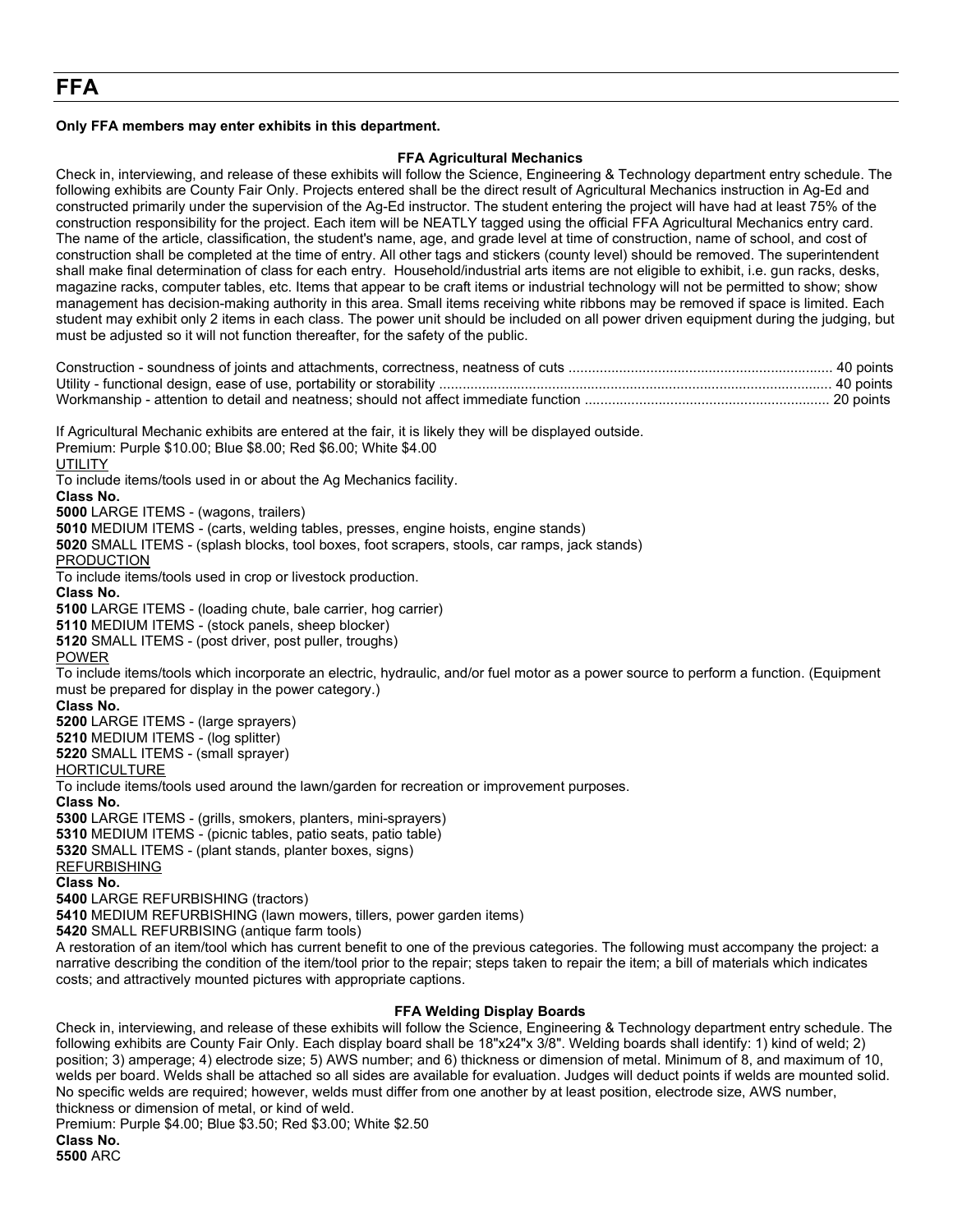# FFA

**Only FFA members may enter exhibits in this department.**

### FFA Agricultural Mechanics

Check in, interviewing, and release of these exhibits will follow the Science, Engineering & Technology department entry schedule. The following exhibits are County Fair Only. Projects entered shall be the direct result of Agricultural Mechanics instruction in Ag-Ed and constructed primarily under the supervision of the Ag-Ed instructor. The student entering the project will have had at least 75% of the construction responsibility for the project. Each item will be NEATLY tagged using the official FFA Agricultural Mechanics entry card. The name of the article, classification, the student's name, age, and grade level at time of construction, name of school, and cost of construction shall be completed at the time of entry. All other tags and stickers (county level) should be removed. The superintendent shall make final determination of class for each entry. Household/industrial arts items are not eligible to exhibit, i.e. gun racks, desks, magazine racks, computer tables, etc. Items that appear to be craft items or industrial technology will not be permitted to show; show management has decision-making authority in this area. Small items receiving white ribbons may be removed if space is limited. Each student may exhibit only 2 items in each class. The power unit should be included on all power driven equipment during the judging, but must be adjusted so it will not function thereafter, for the safety of the public.

Construction - soundness of joints and attachments, correctness, neatness of cuts .................. 40 points
Utility - functional design, ease of use, portability or storability .................. 40 points
Workmanship - attention to detail and neatness; should not affect immediate function .................. 20 points

If Agricultural Mechanic exhibits are entered at the fair, it is likely they will be displayed outside.
Premium: Purple $10.00; Blue $8.00; Red $6.00; White $4.00

<u>UTILITY</u>
To include items/tools used in or about the Ag Mechanics facility.
**Class No.**
**5000** LARGE ITEMS - (wagons, trailers)
**5010** MEDIUM ITEMS - (carts, welding tables, presses, engine hoists, engine stands)
**5020** SMALL ITEMS - (splash blocks, tool boxes, foot scrapers, stools, car ramps, jack stands)

<u>PRODUCTION</u>
To include items/tools used in crop or livestock production.
**Class No.**
**5100** LARGE ITEMS - (loading chute, bale carrier, hog carrier)
**5110** MEDIUM ITEMS - (stock panels, sheep blocker)
**5120** SMALL ITEMS - (post driver, post puller, troughs)

<u>POWER</u>
To include items/tools which incorporate an electric, hydraulic, and/or fuel motor as a power source to perform a function. (Equipment must be prepared for display in the power category.)
**Class No.**
**5200** LARGE ITEMS - (large sprayers)
**5210** MEDIUM ITEMS - (log splitter)
**5220** SMALL ITEMS - (small sprayer)

<u>HORTICULTURE</u>
To include items/tools used around the lawn/garden for recreation or improvement purposes.
**Class No.**
**5300** LARGE ITEMS - (grills, smokers, planters, mini-sprayers)
**5310** MEDIUM ITEMS - (picnic tables, patio seats, patio table)
**5320** SMALL ITEMS - (plant stands, planter boxes, signs)

<u>REFURBISHING</u>
**Class No.**
**5400** LARGE REFURBISHING (tractors)
**5410** MEDIUM REFURBISHING (lawn mowers, tillers, power garden items)
**5420** SMALL REFURBISING (antique farm tools)

A restoration of an item/tool which has current benefit to one of the previous categories. The following must accompany the project: a narrative describing the condition of the item/tool prior to the repair; steps taken to repair the item; a bill of materials which indicates costs; and attractively mounted pictures with appropriate captions.

### FFA Welding Display Boards

Check in, interviewing, and release of these exhibits will follow the Science, Engineering & Technology department entry schedule. The following exhibits are County Fair Only. Each display board shall be 18"x24"x 3/8". Welding boards shall identify: 1) kind of weld; 2) position; 3) amperage; 4) electrode size; 5) AWS number; and 6) thickness or dimension of metal. Minimum of 8, and maximum of 10, welds per board. Welds shall be attached so all sides are available for evaluation. Judges will deduct points if welds are mounted solid. No specific welds are required; however, welds must differ from one another by at least position, electrode size, AWS number, thickness or dimension of metal, or kind of weld.
Premium: Purple $4.00; Blue $3.50; Red $3.00; White $2.50
**Class No.**
**5500** ARC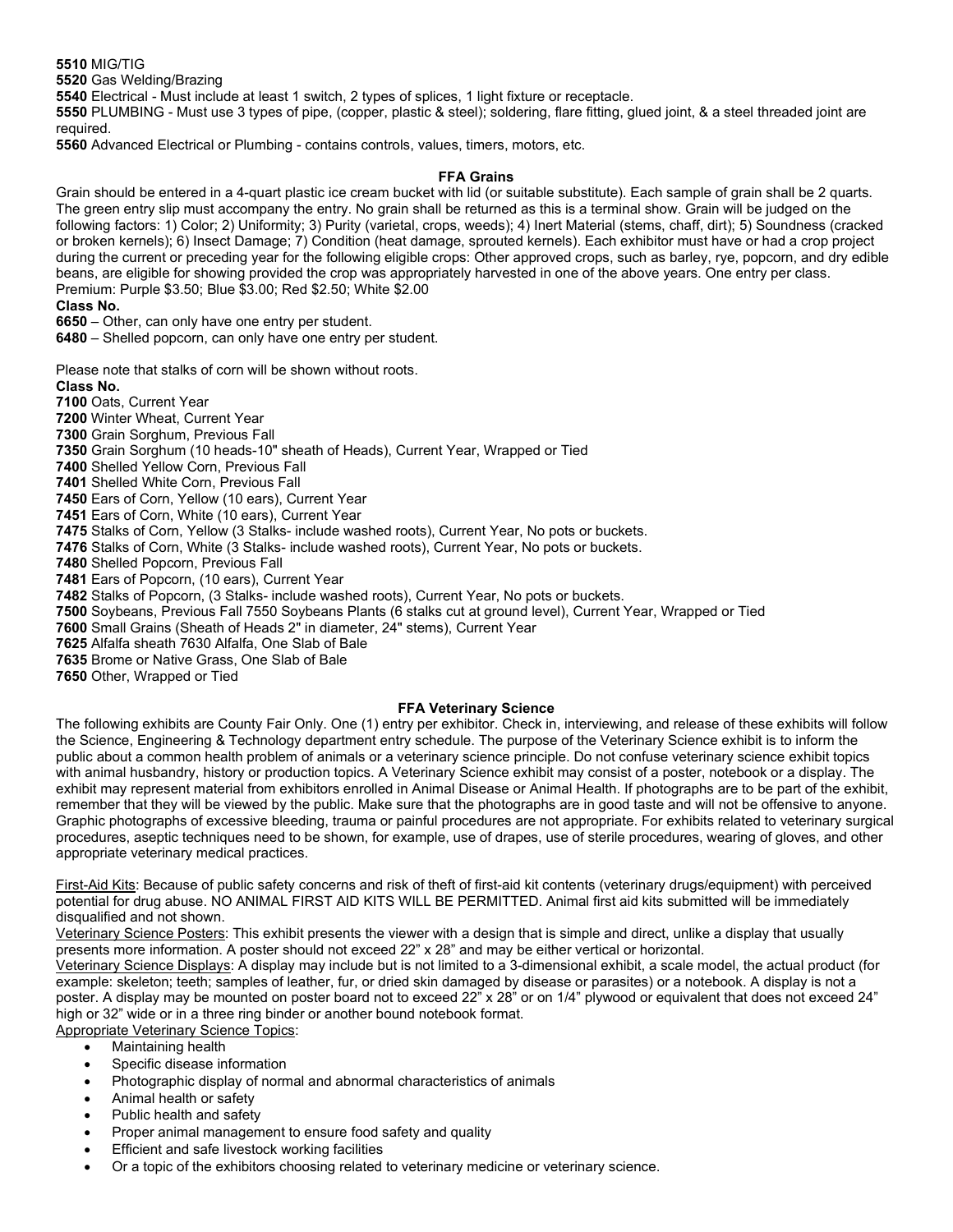**5510** MIG/TIG
**5520** Gas Welding/Brazing
**5540** Electrical - Must include at least 1 switch, 2 types of splices, 1 light fixture or receptacle.
**5550** PLUMBING - Must use 3 types of pipe, (copper, plastic & steel); soldering, flare fitting, glued joint, & a steel threaded joint are required.
**5560** Advanced Electrical or Plumbing - contains controls, values, timers, motors, etc.

### FFA Grains

Grain should be entered in a 4-quart plastic ice cream bucket with lid (or suitable substitute). Each sample of grain shall be 2 quarts. The green entry slip must accompany the entry. No grain shall be returned as this is a terminal show. Grain will be judged on the following factors: 1) Color; 2) Uniformity; 3) Purity (varietal, crops, weeds); 4) Inert Material (stems, chaff, dirt); 5) Soundness (cracked or broken kernels); 6) Insect Damage; 7) Condition (heat damage, sprouted kernels). Each exhibitor must have or had a crop project during the current or preceding year for the following eligible crops: Other approved crops, such as barley, rye, popcorn, and dry edible beans, are eligible for showing provided the crop was appropriately harvested in one of the above years. One entry per class.
Premium: Purple $3.50; Blue $3.00; Red $2.50; White $2.00

**Class No.**
**6650** – Other, can only have one entry per student.
**6480** – Shelled popcorn, can only have one entry per student.

Please note that stalks of corn will be shown without roots.

**Class No.**
**7100** Oats, Current Year
**7200** Winter Wheat, Current Year
**7300** Grain Sorghum, Previous Fall
**7350** Grain Sorghum (10 heads-10" sheath of Heads), Current Year, Wrapped or Tied
**7400** Shelled Yellow Corn, Previous Fall
**7401** Shelled White Corn, Previous Fall
**7450** Ears of Corn, Yellow (10 ears), Current Year
**7451** Ears of Corn, White (10 ears), Current Year
**7475** Stalks of Corn, Yellow (3 Stalks- include washed roots), Current Year, No pots or buckets.
**7476** Stalks of Corn, White (3 Stalks- include washed roots), Current Year, No pots or buckets.
**7480** Shelled Popcorn, Previous Fall
**7481** Ears of Popcorn, (10 ears), Current Year
**7482** Stalks of Popcorn, (3 Stalks- include washed roots), Current Year, No pots or buckets.
**7500** Soybeans, Previous Fall 7550 Soybeans Plants (6 stalks cut at ground level), Current Year, Wrapped or Tied
**7600** Small Grains (Sheath of Heads 2" in diameter, 24" stems), Current Year
**7625** Alfalfa sheath 7630 Alfalfa, One Slab of Bale
**7635** Brome or Native Grass, One Slab of Bale
**7650** Other, Wrapped or Tied

### FFA Veterinary Science

The following exhibits are County Fair Only. One (1) entry per exhibitor. Check in, interviewing, and release of these exhibits will follow the Science, Engineering & Technology department entry schedule. The purpose of the Veterinary Science exhibit is to inform the public about a common health problem of animals or a veterinary science principle. Do not confuse veterinary science exhibit topics with animal husbandry, history or production topics. A Veterinary Science exhibit may consist of a poster, notebook or a display. The exhibit may represent material from exhibitors enrolled in Animal Disease or Animal Health. If photographs are to be part of the exhibit, remember that they will be viewed by the public. Make sure that the photographs are in good taste and will not be offensive to anyone. Graphic photographs of excessive bleeding, trauma or painful procedures are not appropriate. For exhibits related to veterinary surgical procedures, aseptic techniques need to be shown, for example, use of drapes, use of sterile procedures, wearing of gloves, and other appropriate veterinary medical practices.

First-Aid Kits: Because of public safety concerns and risk of theft of first-aid kit contents (veterinary drugs/equipment) with perceived potential for drug abuse. NO ANIMAL FIRST AID KITS WILL BE PERMITTED. Animal first aid kits submitted will be immediately disqualified and not shown.

Veterinary Science Posters: This exhibit presents the viewer with a design that is simple and direct, unlike a display that usually presents more information. A poster should not exceed 22" x 28" and may be either vertical or horizontal.

Veterinary Science Displays: A display may include but is not limited to a 3-dimensional exhibit, a scale model, the actual product (for example: skeleton; teeth; samples of leather, fur, or dried skin damaged by disease or parasites) or a notebook. A display is not a poster. A display may be mounted on poster board not to exceed 22" x 28" or on 1/4" plywood or equivalent that does not exceed 24" high or 32" wide or in a three ring binder or another bound notebook format.

Appropriate Veterinary Science Topics:

- Maintaining health
- Specific disease information
- Photographic display of normal and abnormal characteristics of animals
- Animal health or safety
- Public health and safety
- Proper animal management to ensure food safety and quality
- Efficient and safe livestock working facilities
- Or a topic of the exhibitors choosing related to veterinary medicine or veterinary science.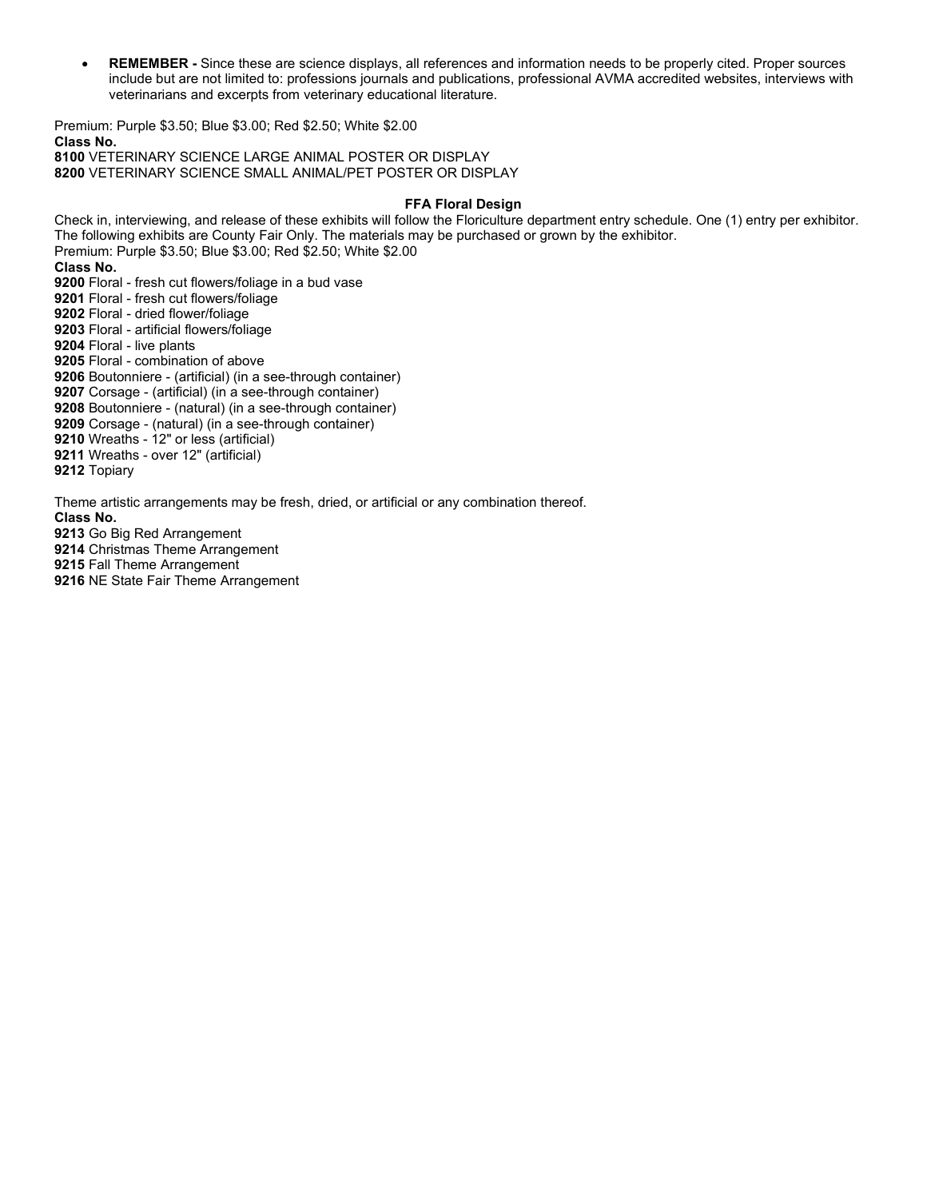- **REMEMBER -** Since these are science displays, all references and information needs to be properly cited. Proper sources include but are not limited to: professions journals and publications, professional AVMA accredited websites, interviews with veterinarians and excerpts from veterinary educational literature.

Premium: Purple $3.50; Blue $3.00; Red $2.50; White $2.00

**Class No.**

**8100** VETERINARY SCIENCE LARGE ANIMAL POSTER OR DISPLAY

**8200** VETERINARY SCIENCE SMALL ANIMAL/PET POSTER OR DISPLAY

### FFA Floral Design

Check in, interviewing, and release of these exhibits will follow the Floriculture department entry schedule. One (1) entry per exhibitor. The following exhibits are County Fair Only. The materials may be purchased or grown by the exhibitor.

Premium: Purple $3.50; Blue $3.00; Red $2.50; White $2.00

**Class No.**

**9200** Floral - fresh cut flowers/foliage in a bud vase

**9201** Floral - fresh cut flowers/foliage

**9202** Floral - dried flower/foliage

**9203** Floral - artificial flowers/foliage

**9204** Floral - live plants

**9205** Floral - combination of above

**9206** Boutonniere - (artificial) (in a see-through container)

**9207** Corsage - (artificial) (in a see-through container)

**9208** Boutonniere - (natural) (in a see-through container)

**9209** Corsage - (natural) (in a see-through container)

**9210** Wreaths - 12" or less (artificial)

**9211** Wreaths - over 12" (artificial)

**9212** Topiary

Theme artistic arrangements may be fresh, dried, or artificial or any combination thereof.

**Class No.**

**9213** Go Big Red Arrangement

**9214** Christmas Theme Arrangement

**9215** Fall Theme Arrangement

**9216** NE State Fair Theme Arrangement